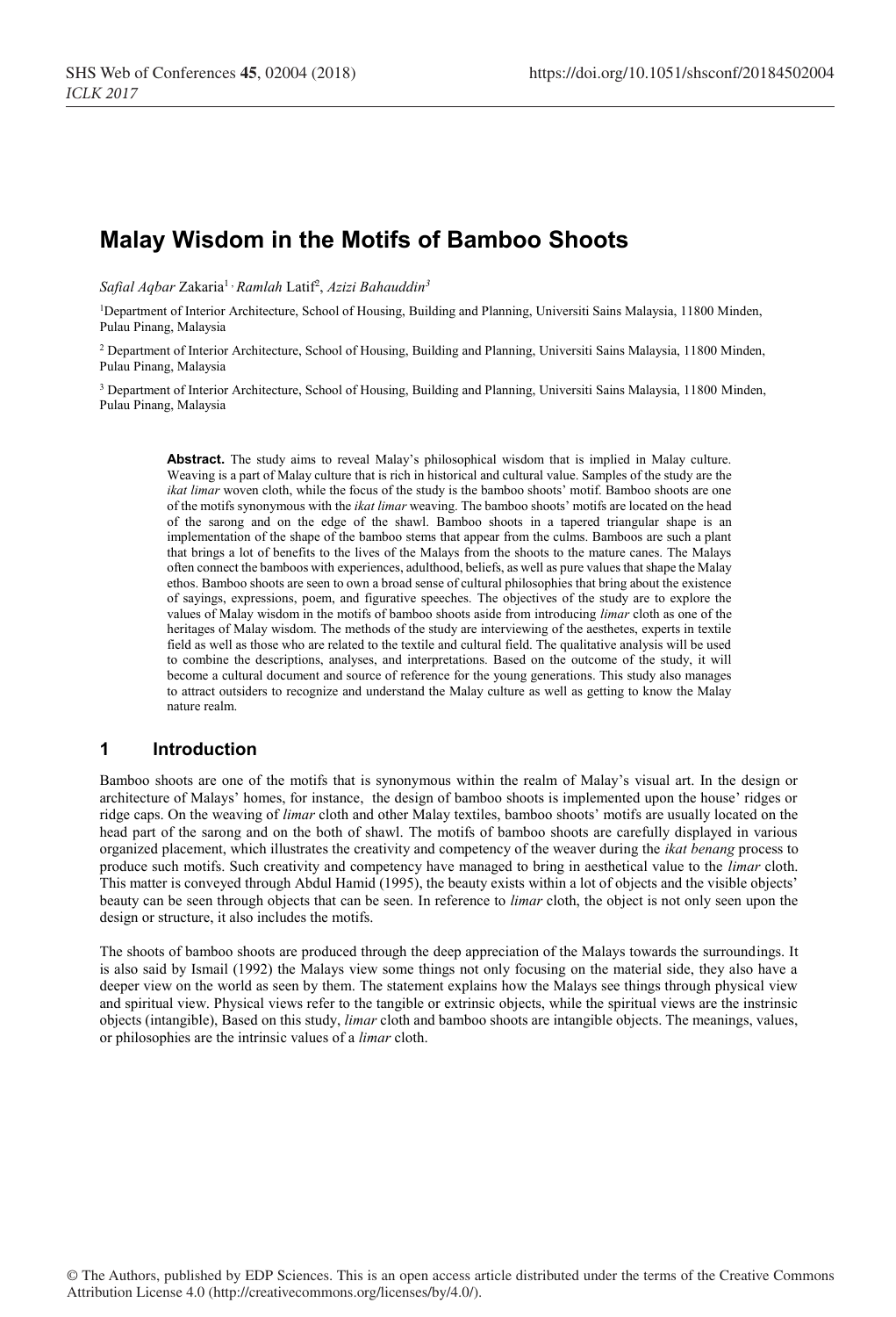# Malay Wisdom in the Motifs of Bamboo Shoots

*Safial Aqbar* Zakaria[1], *Ramlah* Latif[2], *Azizi Bahauddin*[3]

[1]Department of Interior Architecture, School of Housing, Building and Planning, Universiti Sains Malaysia, 11800 Minden, Pulau Pinang, Malaysia

[2] Department of Interior Architecture, School of Housing, Building and Planning, Universiti Sains Malaysia, 11800 Minden, Pulau Pinang, Malaysia

[3] Department of Interior Architecture, School of Housing, Building and Planning, Universiti Sains Malaysia, 11800 Minden, Pulau Pinang, Malaysia

**Abstract.** The study aims to reveal Malay's philosophical wisdom that is implied in Malay culture. Weaving is a part of Malay culture that is rich in historical and cultural value. Samples of the study are the *ikat limar* woven cloth, while the focus of the study is the bamboo shoots' motif. Bamboo shoots are one of the motifs synonymous with the *ikat limar* weaving. The bamboo shoots' motifs are located on the head of the sarong and on the edge of the shawl. Bamboo shoots in a tapered triangular shape is an implementation of the shape of the bamboo stems that appear from the culms. Bamboos are such a plant that brings a lot of benefits to the lives of the Malays from the shoots to the mature canes. The Malays often connect the bamboos with experiences, adulthood, beliefs, as well as pure values that shape the Malay ethos. Bamboo shoots are seen to own a broad sense of cultural philosophies that bring about the existence of sayings, expressions, poem, and figurative speeches. The objectives of the study are to explore the values of Malay wisdom in the motifs of bamboo shoots aside from introducing *limar* cloth as one of the heritages of Malay wisdom. The methods of the study are interviewing of the aesthetes, experts in textile field as well as those who are related to the textile and cultural field. The qualitative analysis will be used to combine the descriptions, analyses, and interpretations. Based on the outcome of the study, it will become a cultural document and source of reference for the young generations. This study also manages to attract outsiders to recognize and understand the Malay culture as well as getting to know the Malay nature realm.

## 1 Introduction

Bamboo shoots are one of the motifs that is synonymous within the realm of Malay's visual art. In the design or architecture of Malays' homes, for instance, the design of bamboo shoots is implemented upon the house' ridges or ridge caps. On the weaving of *limar* cloth and other Malay textiles, bamboo shoots' motifs are usually located on the head part of the sarong and on the both of shawl. The motifs of bamboo shoots are carefully displayed in various organized placement, which illustrates the creativity and competency of the weaver during the *ikat benang* process to produce such motifs. Such creativity and competency have managed to bring in aesthetical value to the *limar* cloth. This matter is conveyed through Abdul Hamid (1995), the beauty exists within a lot of objects and the visible objects' beauty can be seen through objects that can be seen. In reference to *limar* cloth, the object is not only seen upon the design or structure, it also includes the motifs.

The shoots of bamboo shoots are produced through the deep appreciation of the Malays towards the surroundings. It is also said by Ismail (1992) the Malays view some things not only focusing on the material side, they also have a deeper view on the world as seen by them. The statement explains how the Malays see things through physical view and spiritual view. Physical views refer to the tangible or extrinsic objects, while the spiritual views are the instrinsic objects (intangible), Based on this study, *limar* cloth and bamboo shoots are intangible objects. The meanings, values, or philosophies are the intrinsic values of a *limar* cloth.

© The Authors, published by EDP Sciences. This is an open access article distributed under the terms of the Creative Commons Attribution License 4.0 (http://creativecommons.org/licenses/by/4.0/).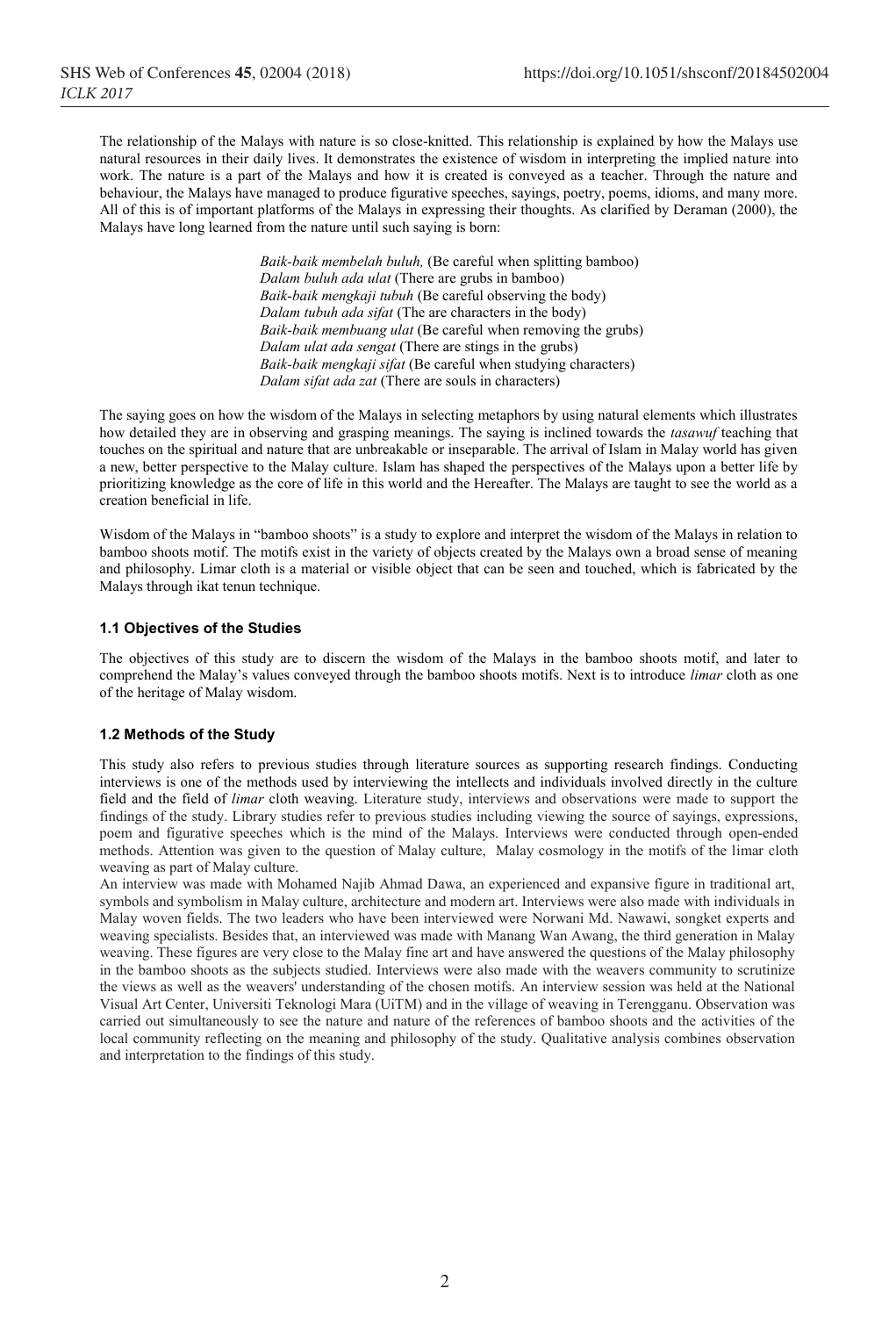The relationship of the Malays with nature is so close-knitted. This relationship is explained by how the Malays use natural resources in their daily lives. It demonstrates the existence of wisdom in interpreting the implied nature into work. The nature is a part of the Malays and how it is created is conveyed as a teacher. Through the nature and behaviour, the Malays have managed to produce figurative speeches, sayings, poetry, poems, idioms, and many more. All of this is of important platforms of the Malays in expressing their thoughts. As clarified by Deraman (2000), the Malays have long learned from the nature until such saying is born:

> *Baik-baik membelah buluh,* (Be careful when splitting bamboo)
> *Dalam buluh ada ulat* (There are grubs in bamboo)
> *Baik-baik mengkaji tubuh* (Be careful observing the body)
> *Dalam tubuh ada sifat* (The are characters in the body)
> *Baik-baik membuang ulat* (Be careful when removing the grubs)
> *Dalam ulat ada sengat* (There are stings in the grubs)
> *Baik-baik mengkaji sifat* (Be careful when studying characters)
> *Dalam sifat ada zat* (There are souls in characters)

The saying goes on how the wisdom of the Malays in selecting metaphors by using natural elements which illustrates how detailed they are in observing and grasping meanings. The saying is inclined towards the *tasawuf* teaching that touches on the spiritual and nature that are unbreakable or inseparable. The arrival of Islam in Malay world has given a new, better perspective to the Malay culture. Islam has shaped the perspectives of the Malays upon a better life by prioritizing knowledge as the core of life in this world and the Hereafter. The Malays are taught to see the world as a creation beneficial in life.

Wisdom of the Malays in "bamboo shoots" is a study to explore and interpret the wisdom of the Malays in relation to bamboo shoots motif. The motifs exist in the variety of objects created by the Malays own a broad sense of meaning and philosophy. Limar cloth is a material or visible object that can be seen and touched, which is fabricated by the Malays through ikat tenun technique.

### 1.1 Objectives of the Studies

The objectives of this study are to discern the wisdom of the Malays in the bamboo shoots motif, and later to comprehend the Malay's values conveyed through the bamboo shoots motifs. Next is to introduce *limar* cloth as one of the heritage of Malay wisdom.

### 1.2 Methods of the Study

This study also refers to previous studies through literature sources as supporting research findings. Conducting interviews is one of the methods used by interviewing the intellects and individuals involved directly in the culture field and the field of *limar* cloth weaving. Literature study, interviews and observations were made to support the findings of the study. Library studies refer to previous studies including viewing the source of sayings, expressions, poem and figurative speeches which is the mind of the Malays. Interviews were conducted through open-ended methods. Attention was given to the question of Malay culture, Malay cosmology in the motifs of the limar cloth weaving as part of Malay culture.

An interview was made with Mohamed Najib Ahmad Dawa, an experienced and expansive figure in traditional art, symbols and symbolism in Malay culture, architecture and modern art. Interviews were also made with individuals in Malay woven fields. The two leaders who have been interviewed were Norwani Md. Nawawi, songket experts and weaving specialists. Besides that, an interviewed was made with Manang Wan Awang, the third generation in Malay weaving. These figures are very close to the Malay fine art and have answered the questions of the Malay philosophy in the bamboo shoots as the subjects studied. Interviews were also made with the weavers community to scrutinize the views as well as the weavers' understanding of the chosen motifs. An interview session was held at the National Visual Art Center, Universiti Teknologi Mara (UiTM) and in the village of weaving in Terengganu. Observation was carried out simultaneously to see the nature and nature of the references of bamboo shoots and the activities of the local community reflecting on the meaning and philosophy of the study. Qualitative analysis combines observation and interpretation to the findings of this study.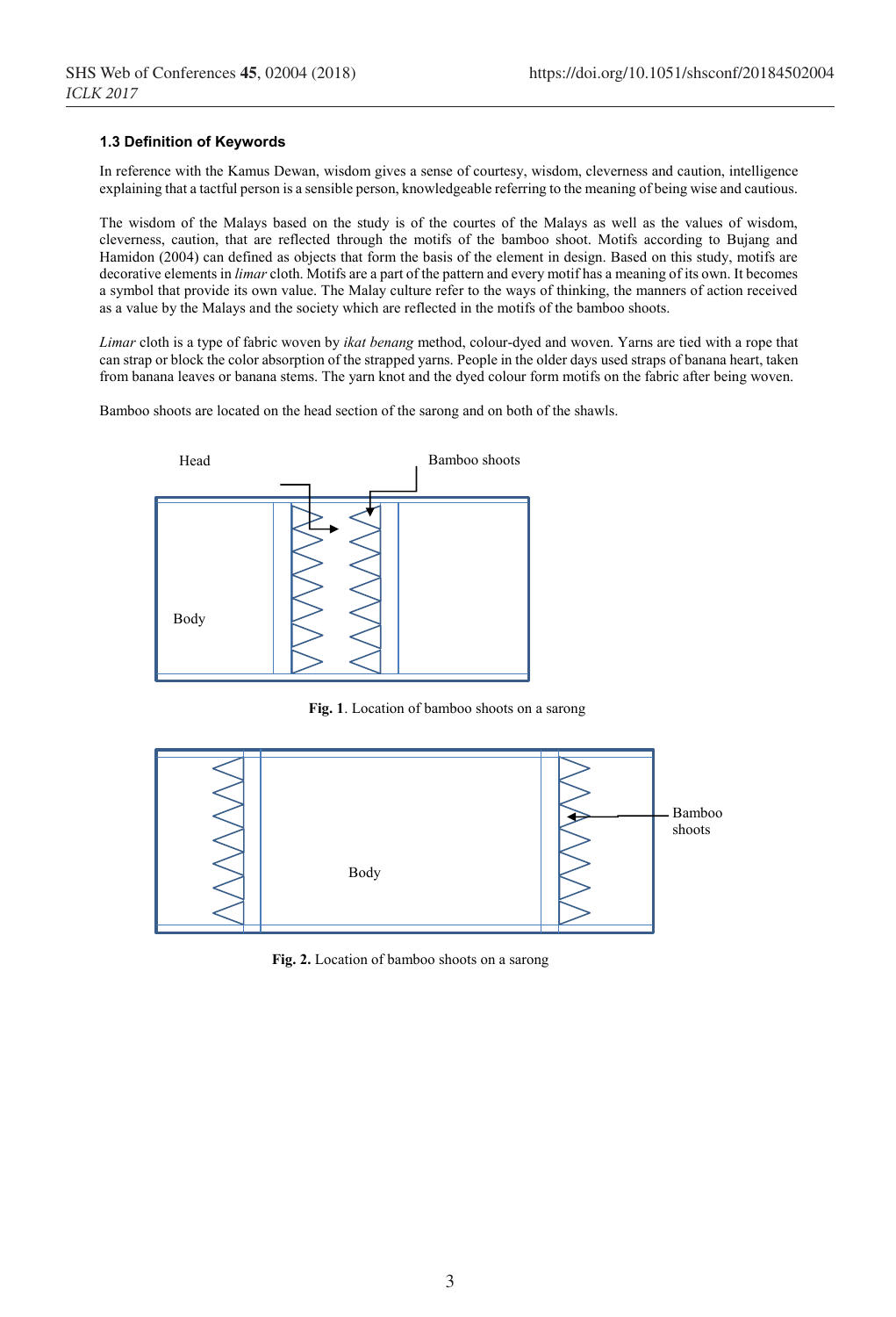### 1.3 Definition of Keywords

In reference with the Kamus Dewan, wisdom gives a sense of courtesy, wisdom, cleverness and caution, intelligence explaining that a tactful person is a sensible person, knowledgeable referring to the meaning of being wise and cautious.

The wisdom of the Malays based on the study is of the courtes of the Malays as well as the values of wisdom, cleverness, caution, that are reflected through the motifs of the bamboo shoot. Motifs according to Bujang and Hamidon (2004) can defined as objects that form the basis of the element in design. Based on this study, motifs are decorative elements in *limar* cloth. Motifs are a part of the pattern and every motif has a meaning of its own. It becomes a symbol that provide its own value. The Malay culture refer to the ways of thinking, the manners of action received as a value by the Malays and the society which are reflected in the motifs of the bamboo shoots.

*Limar* cloth is a type of fabric woven by *ikat benang* method, colour-dyed and woven. Yarns are tied with a rope that can strap or block the color absorption of the strapped yarns. People in the older days used straps of banana heart, taken from banana leaves or banana stems. The yarn knot and the dyed colour form motifs on the fabric after being woven.

Bamboo shoots are located on the head section of the sarong and on both of the shawls.

Head

Bamboo shoots

Body

**Fig. 1**. Location of bamboo shoots on a sarong

Bamboo shoots

Body

**Fig. 2.** Location of bamboo shoots on a sarong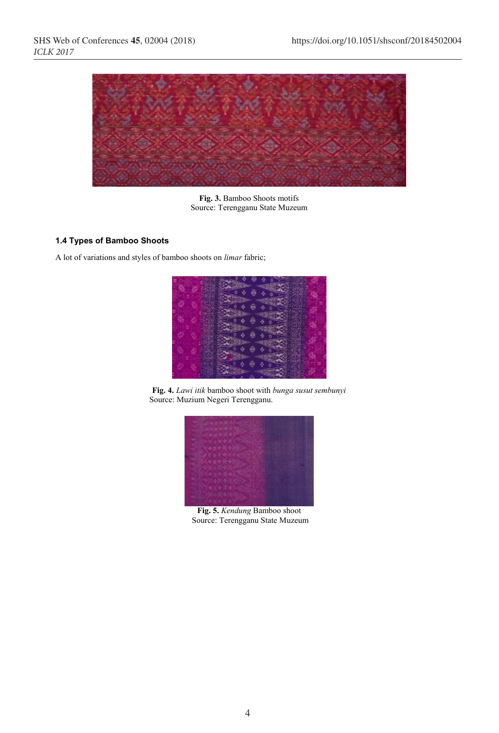**Fig. 3.** Bamboo Shoots motifs
Source: Terengganu State Muzeum

### 1.4 Types of Bamboo Shoots

A lot of variations and styles of bamboo shoots on *limar* fabric;

**Fig. 4.** *Lawi itik* bamboo shoot with *bunga susut sembunyi*
Source: Muzium Negeri Terengganu.

**Fig. 5.** *Kendung* Bamboo shoot
Source: Terengganu State Muzeum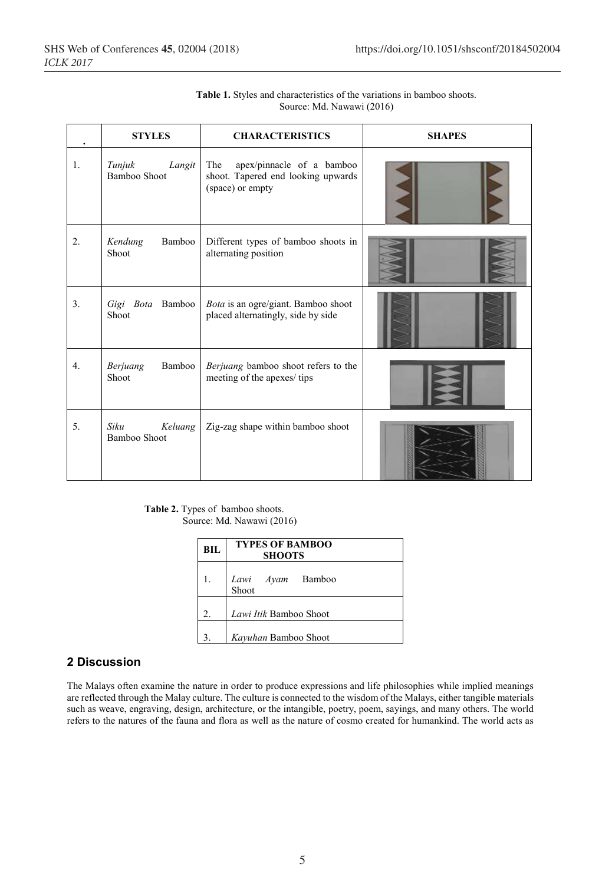**Table 1.** Styles and characteristics of the variations in bamboo shoots.
Source: Md. Nawawi (2016)

| . | STYLES | CHARACTERISTICS | SHAPES |
|---|---|---|---|
| 1. | *Tunjuk Langit* Bamboo Shoot | The apex/pinnacle of a bamboo shoot. Tapered end looking upwards (space) or empty | |
| 2. | *Kendung* Bamboo Shoot | Different types of bamboo shoots in alternating position | |
| 3. | *Gigi Bota* Bamboo Shoot | *Bota* is an ogre/giant. Bamboo shoot placed alternatingly, side by side | |
| 4. | *Berjuang* Bamboo Shoot | *Berjuang* bamboo shoot refers to the meeting of the apexes/ tips | |
| 5. | *Siku Keluang* Bamboo Shoot | Zig-zag shape within bamboo shoot | |

**Table 2.** Types of bamboo shoots.
Source: Md. Nawawi (2016)

| BIL | TYPES OF BAMBOO SHOOTS |
|---|---|
| 1. | *Lawi Ayam* Bamboo Shoot |
| 2. | *Lawi Itik* Bamboo Shoot |
| 3. | *Kayuhan* Bamboo Shoot |

## 2 Discussion

The Malays often examine the nature in order to produce expressions and life philosophies while implied meanings are reflected through the Malay culture. The culture is connected to the wisdom of the Malays, either tangible materials such as weave, engraving, design, architecture, or the intangible, poetry, poem, sayings, and many others. The world refers to the natures of the fauna and flora as well as the nature of cosmo created for humankind. The world acts as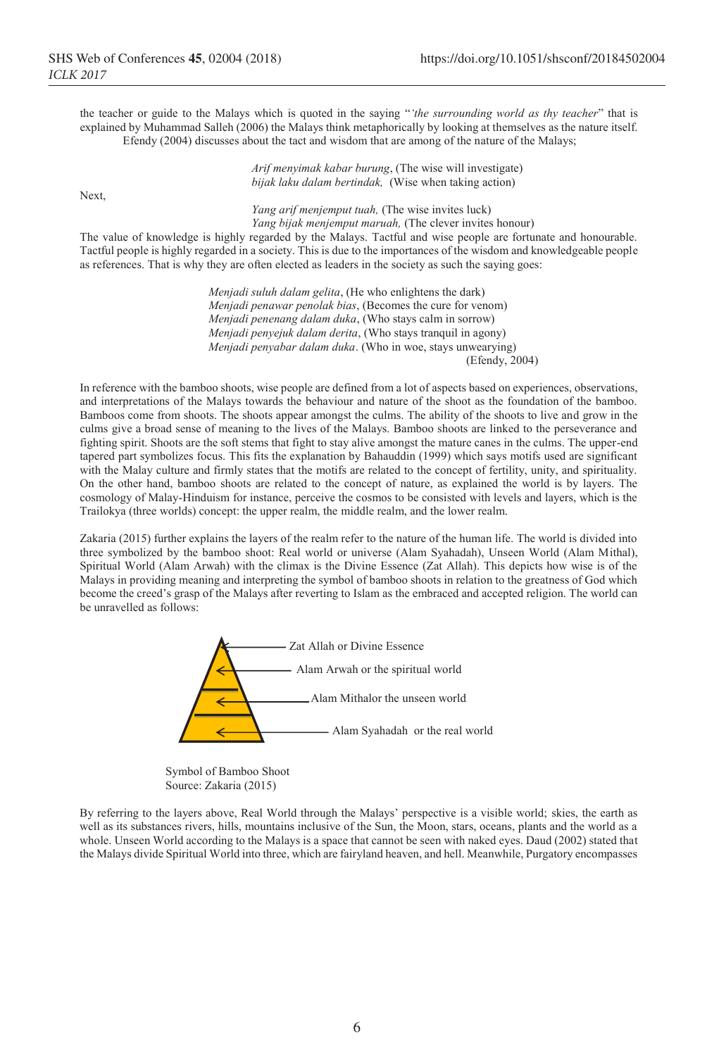the teacher or guide to the Malays which is quoted in the saying "*'the surrounding world as thy teacher*" that is explained by Muhammad Salleh (2006) the Malays think metaphorically by looking at themselves as the nature itself.

Efendy (2004) discusses about the tact and wisdom that are among of the nature of the Malays;

> *Arif menyimak kabar burung*, (The wise will investigate)
> *bijak laku dalam bertindak,* (Wise when taking action)

Next,

> *Yang arif menjemput tuah,* (The wise invites luck)
> *Yang bijak menjemput maruah,* (The clever invites honour)

The value of knowledge is highly regarded by the Malays. Tactful and wise people are fortunate and honourable. Tactful people is highly regarded in a society. This is due to the importances of the wisdom and knowledgeable people as references. That is why they are often elected as leaders in the society as such the saying goes:

> *Menjadi suluh dalam gelita*, (He who enlightens the dark)
> *Menjadi penawar penolak bias*, (Becomes the cure for venom)
> *Menjadi penenang dalam duka*, (Who stays calm in sorrow)
> *Menjadi penyejuk dalam derita*, (Who stays tranquil in agony)
> *Menjadi penyabar dalam duka*. (Who in woe, stays unwearying)
> (Efendy, 2004)

In reference with the bamboo shoots, wise people are defined from a lot of aspects based on experiences, observations, and interpretations of the Malays towards the behaviour and nature of the shoot as the foundation of the bamboo. Bamboos come from shoots. The shoots appear amongst the culms. The ability of the shoots to live and grow in the culms give a broad sense of meaning to the lives of the Malays. Bamboo shoots are linked to the perseverance and fighting spirit. Shoots are the soft stems that fight to stay alive amongst the mature canes in the culms. The upper-end tapered part symbolizes focus. This fits the explanation by Bahauddin (1999) which says motifs used are significant with the Malay culture and firmly states that the motifs are related to the concept of fertility, unity, and spirituality. On the other hand, bamboo shoots are related to the concept of nature, as explained the world is by layers. The cosmology of Malay-Hinduism for instance, perceive the cosmos to be consisted with levels and layers, which is the Trailokya (three worlds) concept: the upper realm, the middle realm, and the lower realm.

Zakaria (2015) further explains the layers of the realm refer to the nature of the human life. The world is divided into three symbolized by the bamboo shoot: Real world or universe (Alam Syahadah), Unseen World (Alam Mithal), Spiritual World (Alam Arwah) with the climax is the Divine Essence (Zat Allah). This depicts how wise is of the Malays in providing meaning and interpreting the symbol of bamboo shoots in relation to the greatness of God which become the creed's grasp of the Malays after reverting to Islam as the embraced and accepted religion. The world can be unravelled as follows:

- Zat Allah or Divine Essence
- Alam Arwah or the spiritual world
- Alam Mithalor the unseen world
- Alam Syahadah or the real world

Symbol of Bamboo Shoot
Source: Zakaria (2015)

By referring to the layers above, Real World through the Malays' perspective is a visible world; skies, the earth as well as its substances rivers, hills, mountains inclusive of the Sun, the Moon, stars, oceans, plants and the world as a whole. Unseen World according to the Malays is a space that cannot be seen with naked eyes. Daud (2002) stated that the Malays divide Spiritual World into three, which are fairyland heaven, and hell. Meanwhile, Purgatory encompasses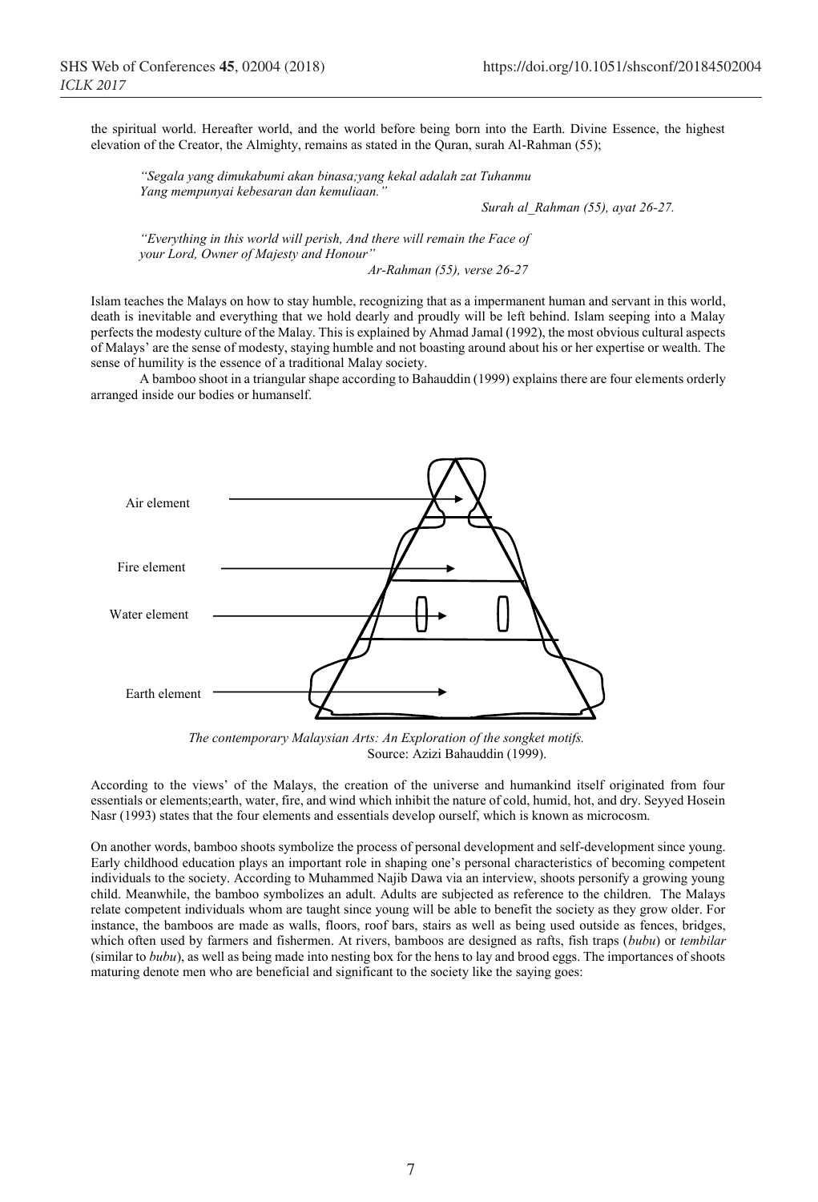the spiritual world. Hereafter world, and the world before being born into the Earth. Divine Essence, the highest elevation of the Creator, the Almighty, remains as stated in the Quran, surah Al-Rahman (55);

> *"Segala yang dimukabumi akan binasa;yang kekal adalah zat Tuhanmu Yang mempunyai kebesaran dan kemuliaan."*
>
> *Surah al_Rahman (55), ayat 26-27.*

> *"Everything in this world will perish, And there will remain the Face of your Lord, Owner of Majesty and Honour"*
>
> *Ar-Rahman (55), verse 26-27*

Islam teaches the Malays on how to stay humble, recognizing that as a impermanent human and servant in this world, death is inevitable and everything that we hold dearly and proudly will be left behind. Islam seeping into a Malay perfects the modesty culture of the Malay. This is explained by Ahmad Jamal (1992), the most obvious cultural aspects of Malays' are the sense of modesty, staying humble and not boasting around about his or her expertise or wealth. The sense of humility is the essence of a traditional Malay society.

A bamboo shoot in a triangular shape according to Bahauddin (1999) explains there are four elements orderly arranged inside our bodies or humanself.

Air element

Fire element

Water element

Earth element

*The contemporary Malaysian Arts: An Exploration of the songket motifs.*
Source: Azizi Bahauddin (1999).

According to the views' of the Malays, the creation of the universe and humankind itself originated from four essentials or elements;earth, water, fire, and wind which inhibit the nature of cold, humid, hot, and dry. Seyyed Hosein Nasr (1993) states that the four elements and essentials develop ourself, which is known as microcosm.

On another words, bamboo shoots symbolize the process of personal development and self-development since young. Early childhood education plays an important role in shaping one's personal characteristics of becoming competent individuals to the society. According to Muhammed Najib Dawa via an interview, shoots personify a growing young child. Meanwhile, the bamboo symbolizes an adult. Adults are subjected as reference to the children. The Malays relate competent individuals whom are taught since young will be able to benefit the society as they grow older. For instance, the bamboos are made as walls, floors, roof bars, stairs as well as being used outside as fences, bridges, which often used by farmers and fishermen. At rivers, bamboos are designed as rafts, fish traps (*bubu*) or *tembilar* (similar to *bubu*), as well as being made into nesting box for the hens to lay and brood eggs. The importances of shoots maturing denote men who are beneficial and significant to the society like the saying goes: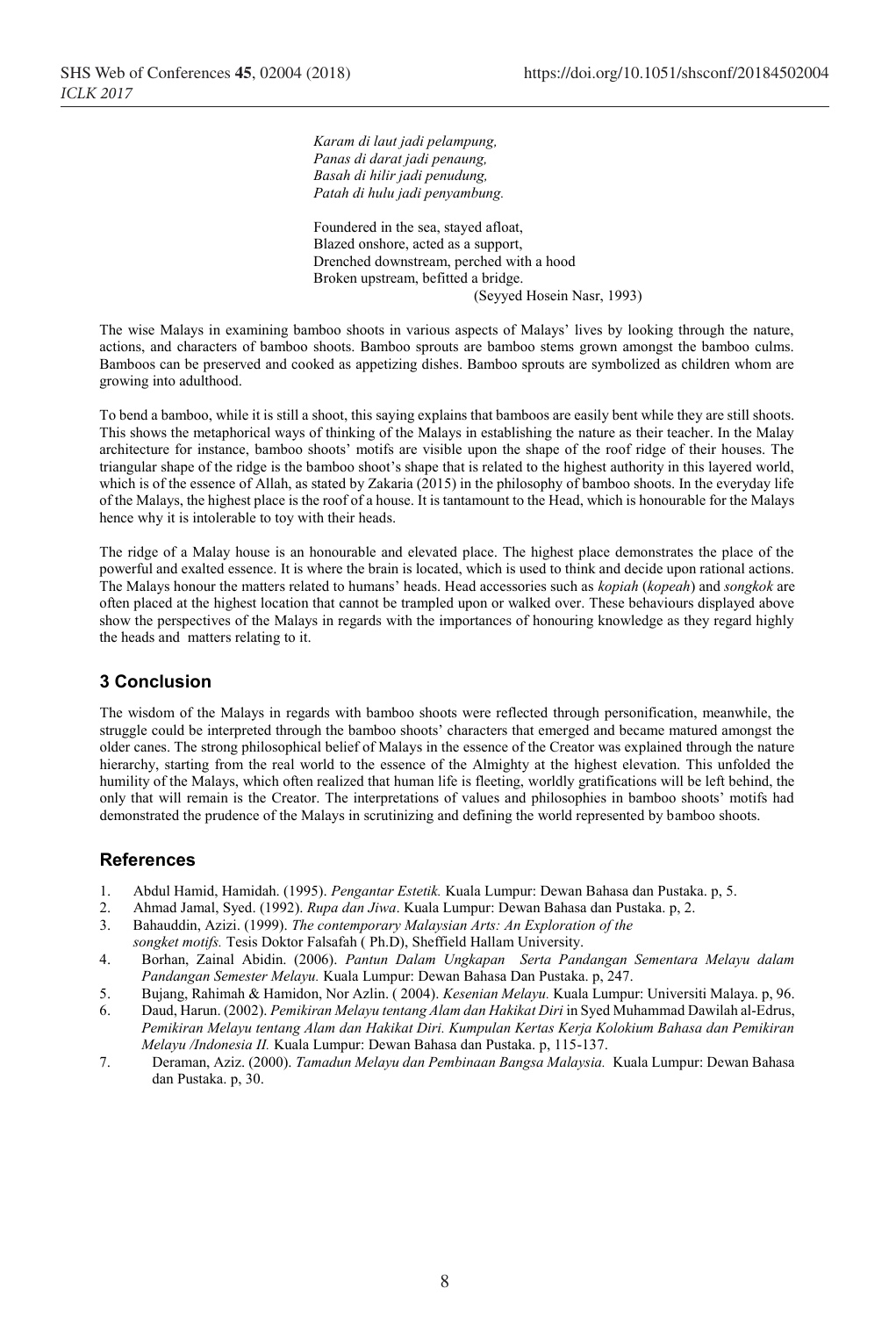*Karam di laut jadi pelampung,*
*Panas di darat jadi penaung,*
*Basah di hilir jadi penudung,*
*Patah di hulu jadi penyambung.*

Foundered in the sea, stayed afloat,
Blazed onshore, acted as a support,
Drenched downstream, perched with a hood
Broken upstream, befitted a bridge.
(Seyyed Hosein Nasr, 1993)

The wise Malays in examining bamboo shoots in various aspects of Malays' lives by looking through the nature, actions, and characters of bamboo shoots. Bamboo sprouts are bamboo stems grown amongst the bamboo culms. Bamboos can be preserved and cooked as appetizing dishes. Bamboo sprouts are symbolized as children whom are growing into adulthood.

To bend a bamboo, while it is still a shoot, this saying explains that bamboos are easily bent while they are still shoots. This shows the metaphorical ways of thinking of the Malays in establishing the nature as their teacher. In the Malay architecture for instance, bamboo shoots' motifs are visible upon the shape of the roof ridge of their houses. The triangular shape of the ridge is the bamboo shoot's shape that is related to the highest authority in this layered world, which is of the essence of Allah, as stated by Zakaria (2015) in the philosophy of bamboo shoots. In the everyday life of the Malays, the highest place is the roof of a house. It is tantamount to the Head, which is honourable for the Malays hence why it is intolerable to toy with their heads.

The ridge of a Malay house is an honourable and elevated place. The highest place demonstrates the place of the powerful and exalted essence. It is where the brain is located, which is used to think and decide upon rational actions. The Malays honour the matters related to humans' heads. Head accessories such as *kopiah* (*kopeah*) and *songkok* are often placed at the highest location that cannot be trampled upon or walked over. These behaviours displayed above show the perspectives of the Malays in regards with the importances of honouring knowledge as they regard highly the heads and matters relating to it.

## 3 Conclusion

The wisdom of the Malays in regards with bamboo shoots were reflected through personification, meanwhile, the struggle could be interpreted through the bamboo shoots' characters that emerged and became matured amongst the older canes. The strong philosophical belief of Malays in the essence of the Creator was explained through the nature hierarchy, starting from the real world to the essence of the Almighty at the highest elevation. This unfolded the humility of the Malays, which often realized that human life is fleeting, worldly gratifications will be left behind, the only that will remain is the Creator. The interpretations of values and philosophies in bamboo shoots' motifs had demonstrated the prudence of the Malays in scrutinizing and defining the world represented by bamboo shoots.

## References

1. Abdul Hamid, Hamidah. (1995). *Pengantar Estetik.* Kuala Lumpur: Dewan Bahasa dan Pustaka. p, 5.
2. Ahmad Jamal, Syed. (1992). *Rupa dan Jiwa*. Kuala Lumpur: Dewan Bahasa dan Pustaka. p, 2.
3. Bahauddin, Azizi. (1999). *The contemporary Malaysian Arts: An Exploration of the songket motifs.* Tesis Doktor Falsafah ( Ph.D), Sheffield Hallam University.
4. Borhan, Zainal Abidin. (2006). *Pantun Dalam Ungkapan Serta Pandangan Sementara Melayu dalam Pandangan Semester Melayu.* Kuala Lumpur: Dewan Bahasa Dan Pustaka. p, 247.
5. Bujang, Rahimah & Hamidon, Nor Azlin. ( 2004). *Kesenian Melayu.* Kuala Lumpur: Universiti Malaya. p, 96.
6. Daud, Harun. (2002). *Pemikiran Melayu tentang Alam dan Hakikat Diri* in Syed Muhammad Dawilah al-Edrus, *Pemikiran Melayu tentang Alam dan Hakikat Diri. Kumpulan Kertas Kerja Kolokium Bahasa dan Pemikiran Melayu /Indonesia II.* Kuala Lumpur: Dewan Bahasa dan Pustaka. p, 115-137.
7. Deraman, Aziz. (2000). *Tamadun Melayu dan Pembinaan Bangsa Malaysia.* Kuala Lumpur: Dewan Bahasa dan Pustaka. p, 30.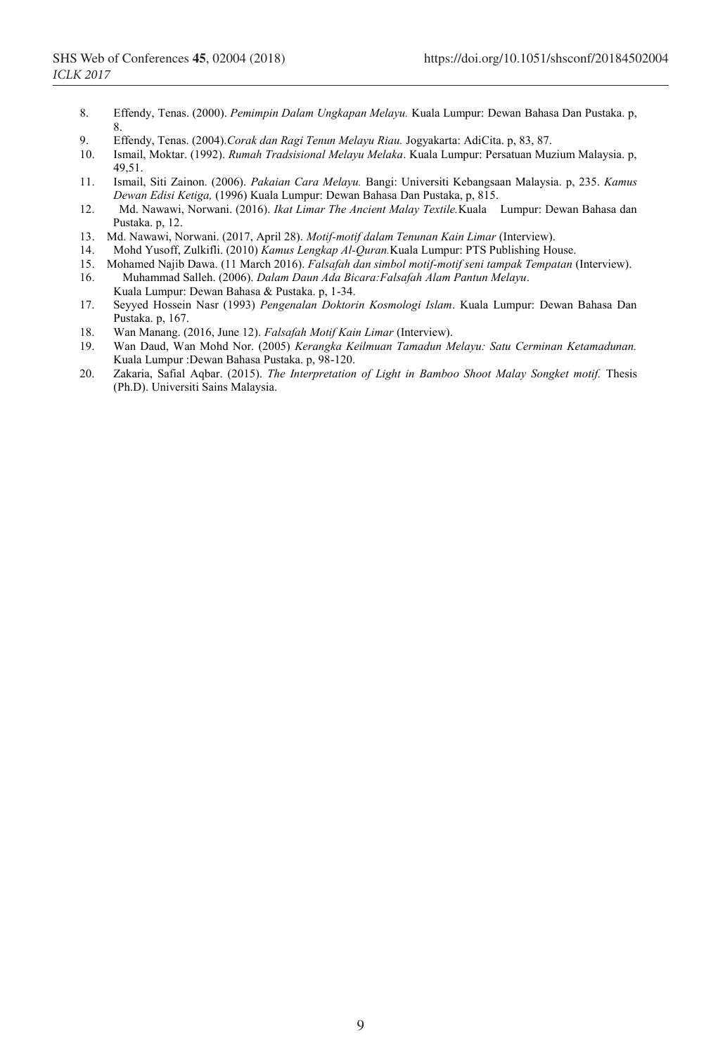8. Effendy, Tenas. (2000). *Pemimpin Dalam Ungkapan Melayu.* Kuala Lumpur: Dewan Bahasa Dan Pustaka. p, 8.
9. Effendy, Tenas. (2004).*Corak dan Ragi Tenun Melayu Riau.* Jogyakarta: AdiCita. p, 83, 87.
10. Ismail, Moktar. (1992). *Rumah Tradsisional Melayu Melaka*. Kuala Lumpur: Persatuan Muzium Malaysia. p, 49,51.
11. Ismail, Siti Zainon. (2006). *Pakaian Cara Melayu.* Bangi: Universiti Kebangsaan Malaysia. p, 235. *Kamus Dewan Edisi Ketiga,* (1996) Kuala Lumpur: Dewan Bahasa Dan Pustaka, p, 815.
12. Md. Nawawi, Norwani. (2016). *Ikat Limar The Ancient Malay Textile.*Kuala Lumpur: Dewan Bahasa dan Pustaka. p, 12.
13. Md. Nawawi, Norwani. (2017, April 28). *Motif-motif dalam Tenunan Kain Limar* (Interview).
14. Mohd Yusoff, Zulkifli. (2010) *Kamus Lengkap Al-Quran.*Kuala Lumpur: PTS Publishing House.
15. Mohamed Najib Dawa. (11 March 2016). *Falsafah dan simbol motif-motif seni tampak Tempatan* (Interview).
16. Muhammad Salleh. (2006). *Dalam Daun Ada Bicara:Falsafah Alam Pantun Melayu*. Kuala Lumpur: Dewan Bahasa & Pustaka. p, 1-34.
17. Seyyed Hossein Nasr (1993) *Pengenalan Doktorin Kosmologi Islam*. Kuala Lumpur: Dewan Bahasa Dan Pustaka. p, 167.
18. Wan Manang. (2016, June 12). *Falsafah Motif Kain Limar* (Interview).
19. Wan Daud, Wan Mohd Nor. (2005) *Kerangka Keilmuan Tamadun Melayu: Satu Cerminan Ketamadunan.* Kuala Lumpur :Dewan Bahasa Pustaka. p, 98-120.
20. Zakaria, Safial Aqbar. (2015). *The Interpretation of Light in Bamboo Shoot Malay Songket motif.* Thesis (Ph.D). Universiti Sains Malaysia.